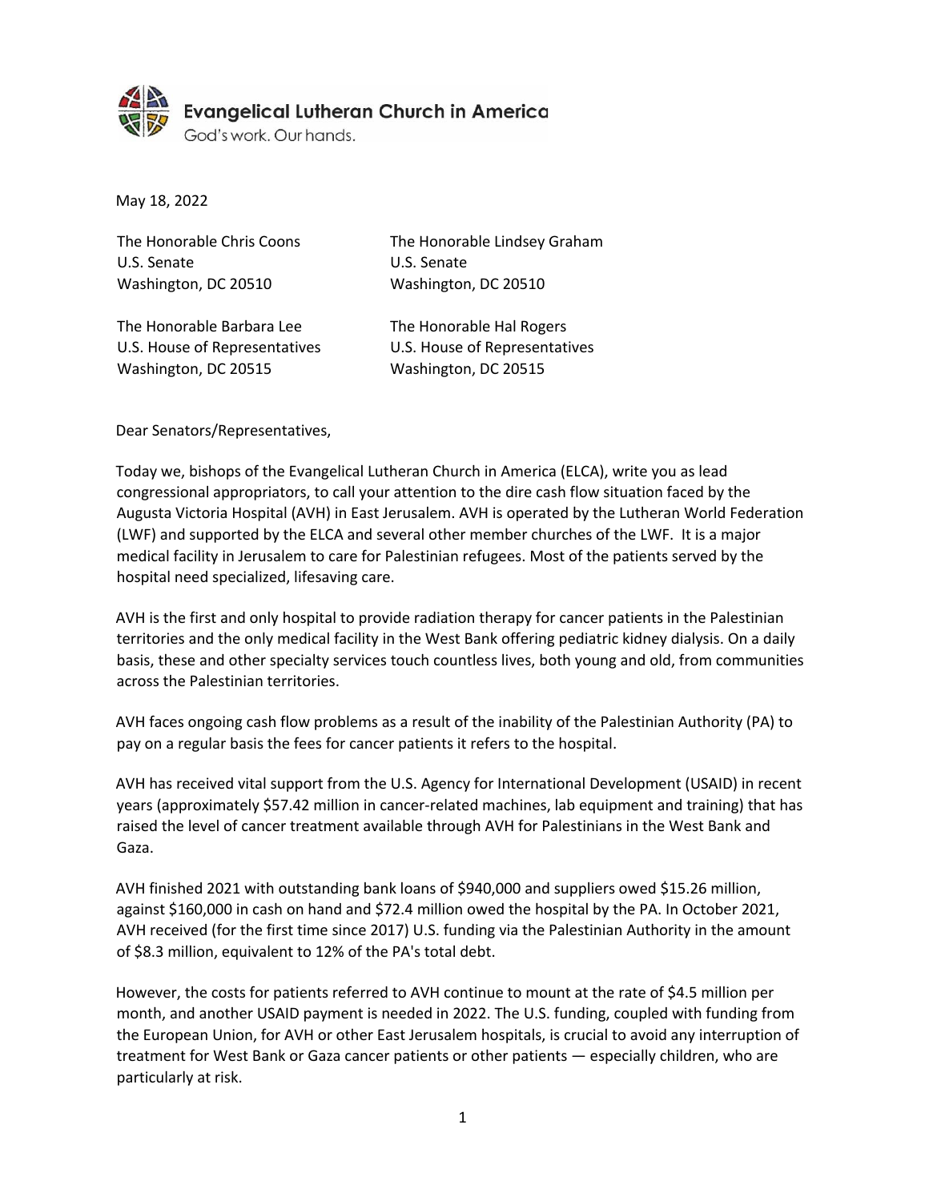Evangelical Lutheran Church in America
God's work. Our hands.

May 18, 2022

The Honorable Chris Coons
U.S. Senate
Washington, DC 20510

The Honorable Lindsey Graham
U.S. Senate
Washington, DC 20510

The Honorable Barbara Lee
U.S. House of Representatives
Washington, DC 20515

The Honorable Hal Rogers
U.S. House of Representatives
Washington, DC 20515

Dear Senators/Representatives,

Today we, bishops of the Evangelical Lutheran Church in America (ELCA), write you as lead congressional appropriators, to call your attention to the dire cash flow situation faced by the Augusta Victoria Hospital (AVH) in East Jerusalem. AVH is operated by the Lutheran World Federation (LWF) and supported by the ELCA and several other member churches of the LWF. It is a major medical facility in Jerusalem to care for Palestinian refugees. Most of the patients served by the hospital need specialized, lifesaving care.

AVH is the first and only hospital to provide radiation therapy for cancer patients in the Palestinian territories and the only medical facility in the West Bank offering pediatric kidney dialysis. On a daily basis, these and other specialty services touch countless lives, both young and old, from communities across the Palestinian territories.

AVH faces ongoing cash flow problems as a result of the inability of the Palestinian Authority (PA) to pay on a regular basis the fees for cancer patients it refers to the hospital.

AVH has received vital support from the U.S. Agency for International Development (USAID) in recent years (approximately $57.42 million in cancer-related machines, lab equipment and training) that has raised the level of cancer treatment available through AVH for Palestinians in the West Bank and Gaza.

AVH finished 2021 with outstanding bank loans of $940,000 and suppliers owed $15.26 million, against $160,000 in cash on hand and $72.4 million owed the hospital by the PA. In October 2021, AVH received (for the first time since 2017) U.S. funding via the Palestinian Authority in the amount of $8.3 million, equivalent to 12% of the PA's total debt.

However, the costs for patients referred to AVH continue to mount at the rate of $4.5 million per month, and another USAID payment is needed in 2022. The U.S. funding, coupled with funding from the European Union, for AVH or other East Jerusalem hospitals, is crucial to avoid any interruption of treatment for West Bank or Gaza cancer patients or other patients — especially children, who are particularly at risk.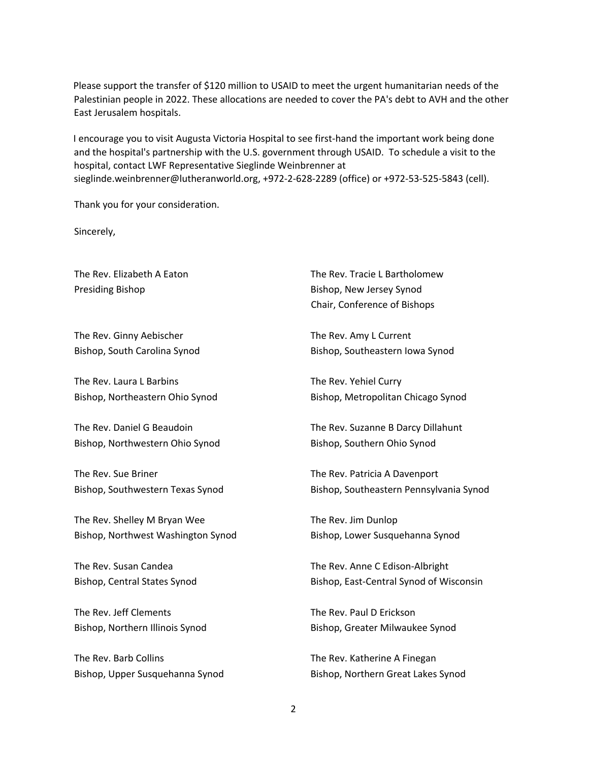Please support the transfer of $120 million to USAID to meet the urgent humanitarian needs of the Palestinian people in 2022. These allocations are needed to cover the PA's debt to AVH and the other East Jerusalem hospitals.

I encourage you to visit Augusta Victoria Hospital to see first-hand the important work being done and the hospital's partnership with the U.S. government through USAID. To schedule a visit to the hospital, contact LWF Representative Sieglinde Weinbrenner at sieglinde.weinbrenner@lutheranworld.org, +972-2-628-2289 (office) or +972-53-525-5843 (cell).

Thank you for your consideration.

Sincerely,

The Rev. Elizabeth A Eaton
Presiding Bishop

The Rev. Tracie L Bartholomew
Bishop, New Jersey Synod
Chair, Conference of Bishops

The Rev. Ginny Aebischer
Bishop, South Carolina Synod

The Rev. Amy L Current
Bishop, Southeastern Iowa Synod

The Rev. Laura L Barbins
Bishop, Northeastern Ohio Synod

The Rev. Yehiel Curry
Bishop, Metropolitan Chicago Synod

The Rev. Daniel G Beaudoin
Bishop, Northwestern Ohio Synod

The Rev. Suzanne B Darcy Dillahunt
Bishop, Southern Ohio Synod

The Rev. Sue Briner
Bishop, Southwestern Texas Synod

The Rev. Patricia A Davenport
Bishop, Southeastern Pennsylvania Synod

The Rev. Shelley M Bryan Wee
Bishop, Northwest Washington Synod

The Rev. Jim Dunlop
Bishop, Lower Susquehanna Synod

The Rev. Susan Candea
Bishop, Central States Synod

The Rev. Anne C Edison-Albright
Bishop, East-Central Synod of Wisconsin

The Rev. Jeff Clements
Bishop, Northern Illinois Synod

The Rev. Paul D Erickson
Bishop, Greater Milwaukee Synod

The Rev. Barb Collins
Bishop, Upper Susquehanna Synod

The Rev. Katherine A Finegan
Bishop, Northern Great Lakes Synod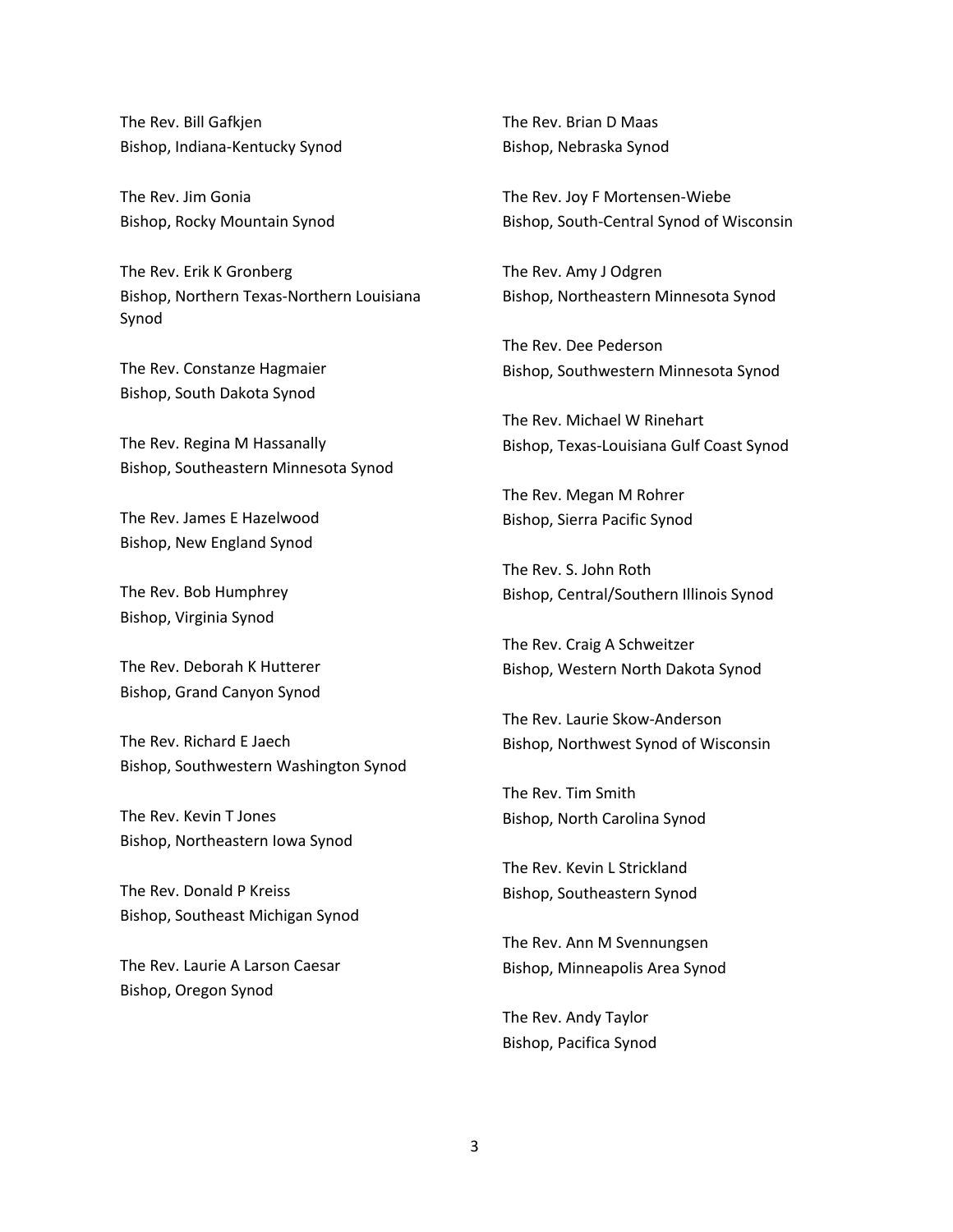The Rev. Bill Gafkjen
Bishop, Indiana-Kentucky Synod

The Rev. Jim Gonia
Bishop, Rocky Mountain Synod

The Rev. Erik K Gronberg
Bishop, Northern Texas-Northern Louisiana Synod

The Rev. Constanze Hagmaier
Bishop, South Dakota Synod

The Rev. Regina M Hassanally
Bishop, Southeastern Minnesota Synod

The Rev. James E Hazelwood
Bishop, New England Synod

The Rev. Bob Humphrey
Bishop, Virginia Synod

The Rev. Deborah K Hutterer
Bishop, Grand Canyon Synod

The Rev. Richard E Jaech
Bishop, Southwestern Washington Synod

The Rev. Kevin T Jones
Bishop, Northeastern Iowa Synod

The Rev. Donald P Kreiss
Bishop, Southeast Michigan Synod

The Rev. Laurie A Larson Caesar
Bishop, Oregon Synod

The Rev. Brian D Maas
Bishop, Nebraska Synod

The Rev. Joy F Mortensen-Wiebe
Bishop, South-Central Synod of Wisconsin

The Rev. Amy J Odgren
Bishop, Northeastern Minnesota Synod

The Rev. Dee Pederson
Bishop, Southwestern Minnesota Synod

The Rev. Michael W Rinehart
Bishop, Texas-Louisiana Gulf Coast Synod

The Rev. Megan M Rohrer
Bishop, Sierra Pacific Synod

The Rev. S. John Roth
Bishop, Central/Southern Illinois Synod

The Rev. Craig A Schweitzer
Bishop, Western North Dakota Synod

The Rev. Laurie Skow-Anderson
Bishop, Northwest Synod of Wisconsin

The Rev. Tim Smith
Bishop, North Carolina Synod

The Rev. Kevin L Strickland
Bishop, Southeastern Synod

The Rev. Ann M Svennungsen
Bishop, Minneapolis Area Synod

The Rev. Andy Taylor
Bishop, Pacifica Synod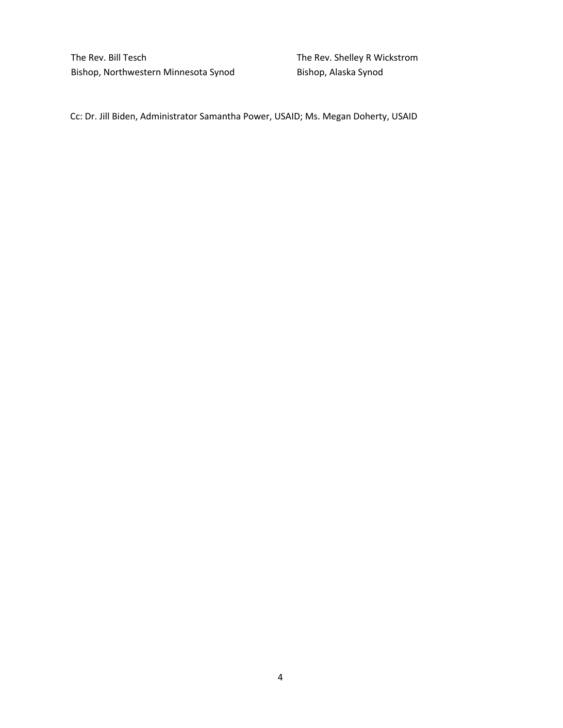The Rev. Bill Tesch
Bishop, Northwestern Minnesota Synod

The Rev. Shelley R Wickstrom
Bishop, Alaska Synod

Cc: Dr. Jill Biden, Administrator Samantha Power, USAID; Ms. Megan Doherty, USAID